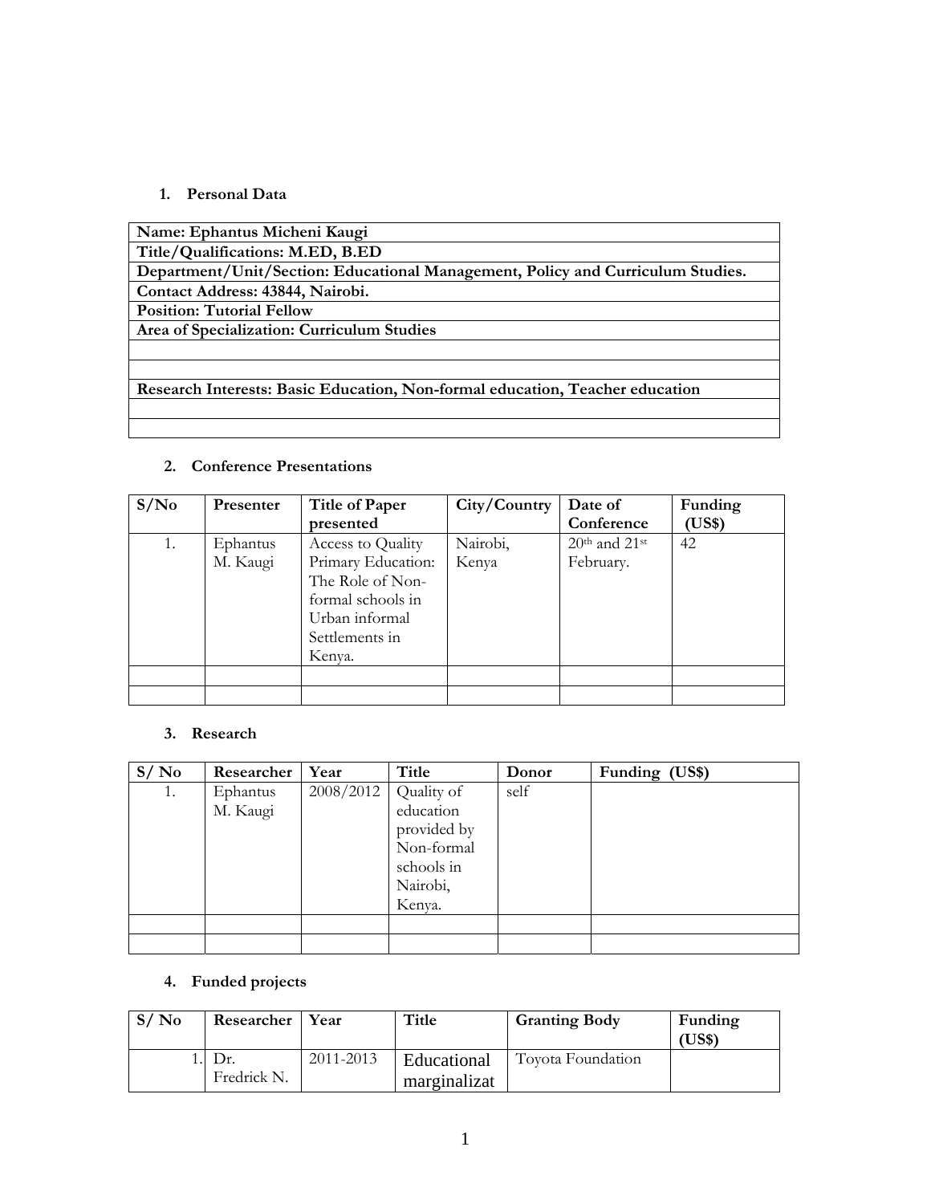## 1. Personal Data

| Name: Ephantus Micheni Kaugi |
|---|
| Title/Qualifications: M.ED, B.ED |
| Department/Unit/Section: Educational Management, Policy and Curriculum Studies. |
| Contact Address: 43844, Nairobi. |
| Position: Tutorial Fellow |
| Area of Specialization: Curriculum Studies |
| |
| |
| Research Interests: Basic Education, Non-formal education, Teacher education |
| |
| |

## 2. Conference Presentations

| S/No | Presenter | Title of Paper presented | City/Country | Date of Conference | Funding (US$) |
|---|---|---|---|---|---|
| 1. | Ephantus M. Kaugi | Access to Quality Primary Education: The Role of Non-formal schools in Urban informal Settlements in Kenya. | Nairobi, Kenya | 20th and 21st February. | 42 |
| | | | | | |
| | | | | | |

## 3. Research

| S/ No | Researcher | Year | Title | Donor | Funding (US$) |
|---|---|---|---|---|---|
| 1. | Ephantus M. Kaugi | 2008/2012 | Quality of education provided by Non-formal schools in Nairobi, Kenya. | self | |
| | | | | | |
| | | | | | |

## 4. Funded projects

| S/ No | Researcher | Year | Title | Granting Body | Funding (US$) |
|---|---|---|---|---|---|
| 1. | Dr. Fredrick N. | 2011-2013 | Educational marginalizat | Toyota Foundation | |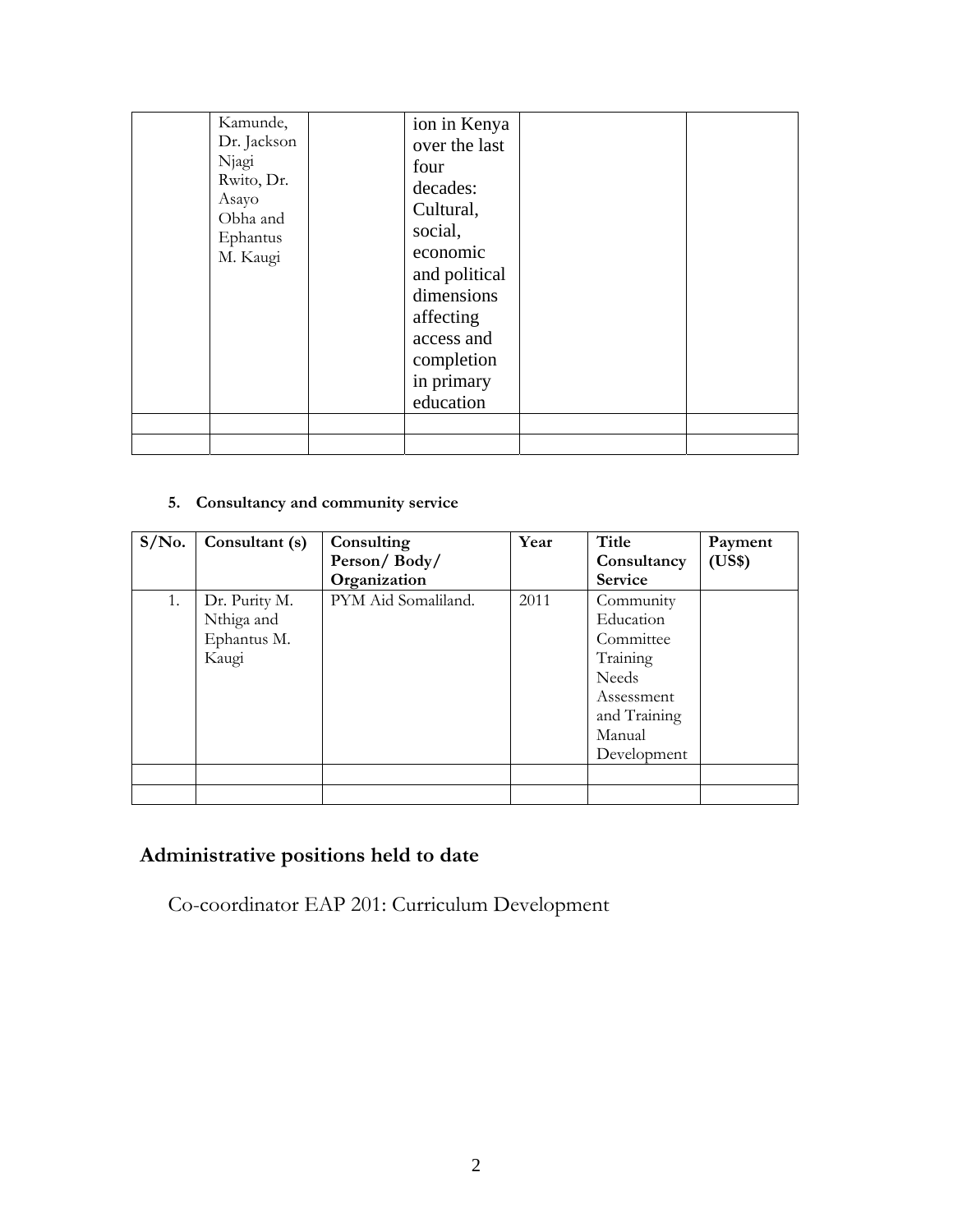| | | | | | |
|---|---|---|---|---|---|
| | Kamunde, Dr. Jackson Njagi Rwito, Dr. Asayo Obha and Ephantus M. Kaugi | | ion in Kenya over the last four decades: Cultural, social, economic and political dimensions affecting access and completion in primary education | | |
| | | | | | |
| | | | | | |

**5. Consultancy and community service**

| S/No. | Consultant (s) | Consulting Person/ Body/ Organization | Year | Title Consultancy Service | Payment (US$) |
|---|---|---|---|---|---|
| 1. | Dr. Purity M. Nthiga and Ephantus M. Kaugi | PYM Aid Somaliland. | 2011 | Community Education Committee Training Needs Assessment and Training Manual Development | |
| | | | | | |
| | | | | | |

## Administrative positions held to date

Co-coordinator EAP 201: Curriculum Development